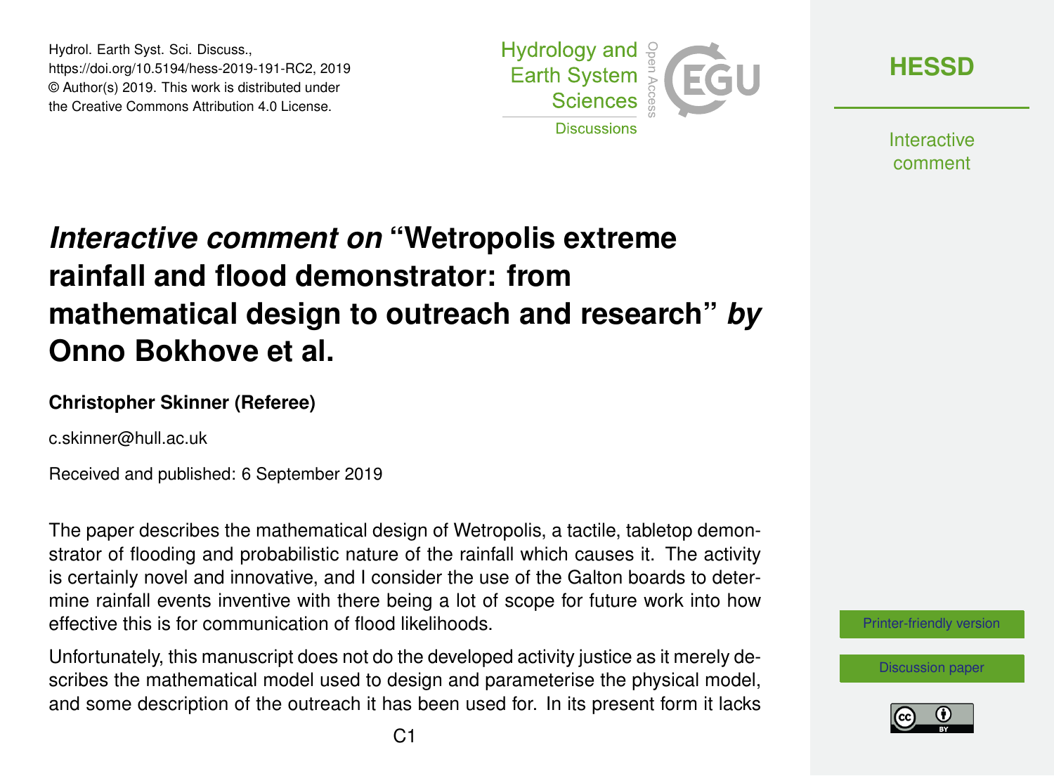Hydrol. Earth Syst. Sci. Discuss.,
https://doi.org/10.5194/hess-2019-191-RC2, 2019
© Author(s) 2019. This work is distributed under
the Creative Commons Attribution 4.0 License.

# *Interactive comment on* "Wetropolis extreme rainfall and flood demonstrator: from mathematical design to outreach and research" *by* Onno Bokhove et al.

**Christopher Skinner (Referee)**

c.skinner@hull.ac.uk

Received and published: 6 September 2019

The paper describes the mathematical design of Wetropolis, a tactile, tabletop demonstrator of flooding and probabilistic nature of the rainfall which causes it. The activity is certainly novel and innovative, and I consider the use of the Galton boards to determine rainfall events inventive with there being a lot of scope for future work into how effective this is for communication of flood likelihoods.

Unfortunately, this manuscript does not do the developed activity justice as it merely describes the mathematical model used to design and parameterise the physical model, and some description of the outreach it has been used for. In its present form it lacks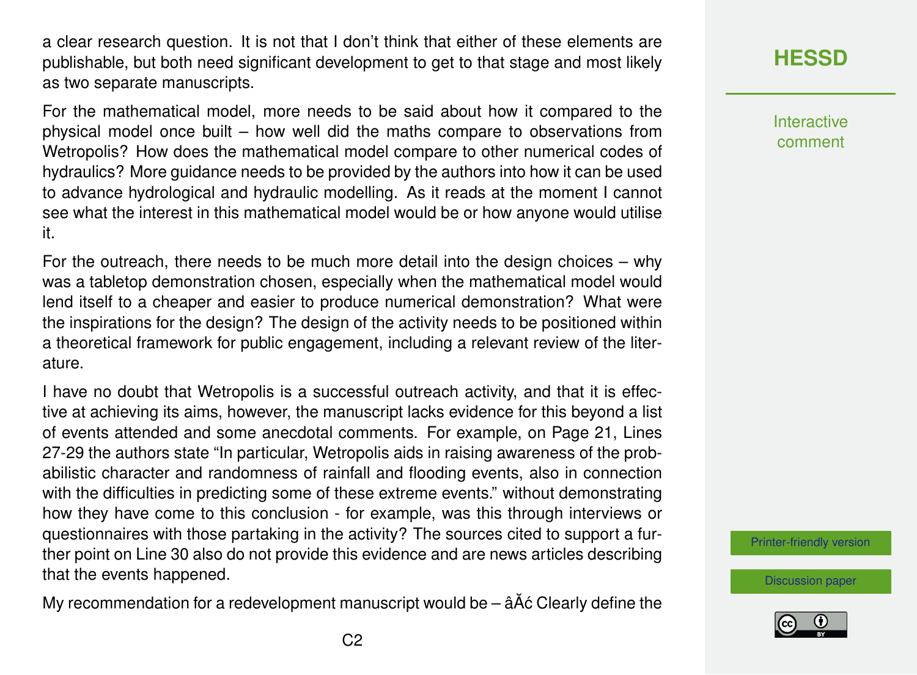a clear research question. It is not that I don't think that either of these elements are publishable, but both need significant development to get to that stage and most likely as two separate manuscripts.

For the mathematical model, more needs to be said about how it compared to the physical model once built – how well did the maths compare to observations from Wetropolis? How does the mathematical model compare to other numerical codes of hydraulics? More guidance needs to be provided by the authors into how it can be used to advance hydrological and hydraulic modelling. As it reads at the moment I cannot see what the interest in this mathematical model would be or how anyone would utilise it.

For the outreach, there needs to be much more detail into the design choices – why was a tabletop demonstration chosen, especially when the mathematical model would lend itself to a cheaper and easier to produce numerical demonstration? What were the inspirations for the design? The design of the activity needs to be positioned within a theoretical framework for public engagement, including a relevant review of the literature.

I have no doubt that Wetropolis is a successful outreach activity, and that it is effective at achieving its aims, however, the manuscript lacks evidence for this beyond a list of events attended and some anecdotal comments. For example, on Page 21, Lines 27-29 the authors state "In particular, Wetropolis aids in raising awareness of the probabilistic character and randomness of rainfall and flooding events, also in connection with the difficulties in predicting some of these extreme events." without demonstrating how they have come to this conclusion - for example, was this through interviews or questionnaires with those partaking in the activity? The sources cited to support a further point on Line 30 also do not provide this evidence and are news articles describing that the events happened.

My recommendation for a redevelopment manuscript would be – âĂć Clearly define the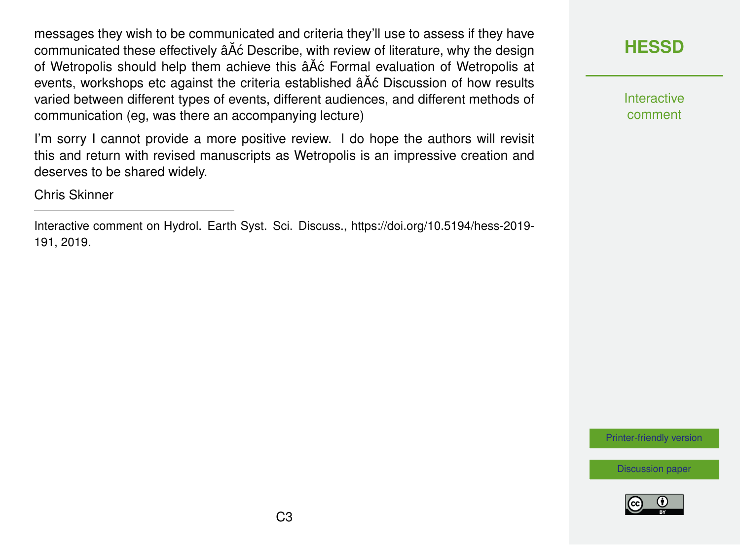messages they wish to be communicated and criteria they'll use to assess if they have communicated these effectively âĂć Describe, with review of literature, why the design of Wetropolis should help them achieve this âĂć Formal evaluation of Wetropolis at events, workshops etc against the criteria established âĂć Discussion of how results varied between different types of events, different audiences, and different methods of communication (eg, was there an accompanying lecture)

I'm sorry I cannot provide a more positive review. I do hope the authors will revisit this and return with revised manuscripts as Wetropolis is an impressive creation and deserves to be shared widely.

Chris Skinner

---

Interactive comment on Hydrol. Earth Syst. Sci. Discuss., https://doi.org/10.5194/hess-2019-191, 2019.